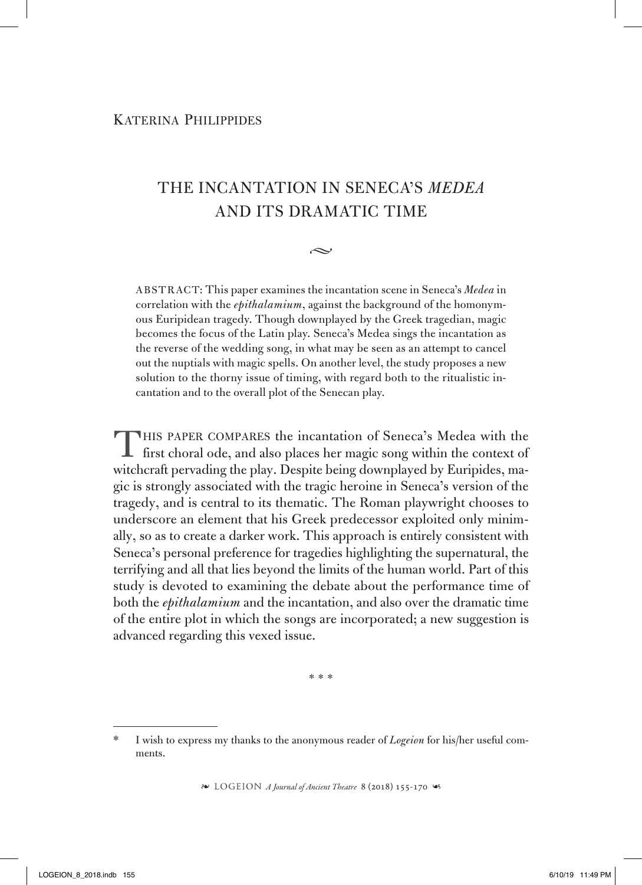Katerina Philippides

# THE INCANTATION IN SENECA'S *MEDEA* AND ITS DRAMATIC TIME

ABSTRACT: This paper examines the incantation scene in Seneca's *Medea* in correlation with the *epithalamium*, against the background of the homonymous Euripidean tragedy. Though downplayed by the Greek tragedian, magic becomes the focus of the Latin play. Seneca's Medea sings the incantation as the reverse of the wedding song, in what may be seen as an attempt to cancel out the nuptials with magic spells. On another level, the study proposes a new solution to the thorny issue of timing, with regard both to the ritualistic incantation and to the overall plot of the Senecan play.

THIS PAPER COMPARES the incantation of Seneca's Medea with the first choral ode, and also places her magic song within the context of witchcraft pervading the play. Despite being downplayed by Euripides, magic is strongly associated with the tragic heroine in Seneca's version of the tragedy, and is central to its thematic. The Roman playwright chooses to underscore an element that his Greek predecessor exploited only minimally, so as to create a darker work. This approach is entirely consistent with Seneca's personal preference for tragedies highlighting the supernatural, the terrifying and all that lies beyond the limits of the human world. Part of this study is devoted to examining the debate about the performance time of both the *epithalamium* and the incantation, and also over the dramatic time of the entire plot in which the songs are incorporated; a new suggestion is advanced regarding this vexed issue.

\* \* \*

\* I wish to express my thanks to the anonymous reader of *Logeion* for his/her useful comments.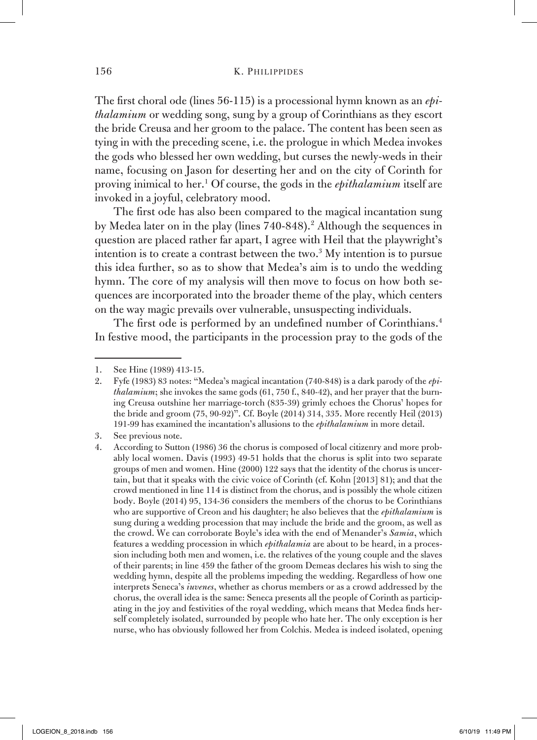The first choral ode (lines 56-115) is a processional hymn known as an *epithalamium* or wedding song, sung by a group of Corinthians as they escort the bride Creusa and her groom to the palace. The content has been seen as tying in with the preceding scene, i.e. the prologue in which Medea invokes the gods who blessed her own wedding, but curses the newly-weds in their name, focusing on Jason for deserting her and on the city of Corinth for proving inimical to her.[1] Of course, the gods in the *epithalamium* itself are invoked in a joyful, celebratory mood.

The first ode has also been compared to the magical incantation sung by Medea later on in the play (lines 740-848).[2] Although the sequences in question are placed rather far apart, I agree with Heil that the playwright's intention is to create a contrast between the two.[3] My intention is to pursue this idea further, so as to show that Medea's aim is to undo the wedding hymn. The core of my analysis will then move to focus on how both sequences are incorporated into the broader theme of the play, which centers on the way magic prevails over vulnerable, unsuspecting individuals.

The first ode is performed by an undefined number of Corinthians.[4] In festive mood, the participants in the procession pray to the gods of the

---

1. See Hine (1989) 413-15.
2. Fyfe (1983) 83 notes: "Medea's magical incantation (740-848) is a dark parody of the *epithalamium*; she invokes the same gods (61, 750 f., 840-42), and her prayer that the burning Creusa outshine her marriage-torch (835-39) grimly echoes the Chorus' hopes for the bride and groom (75, 90-92)". Cf. Boyle (2014) 314, 335. More recently Heil (2013) 191-99 has examined the incantation's allusions to the *epithalamium* in more detail.
3. See previous note.
4. According to Sutton (1986) 36 the chorus is composed of local citizenry and more probably local women. Davis (1993) 49-51 holds that the chorus is split into two separate groups of men and women. Hine (2000) 122 says that the identity of the chorus is uncertain, but that it speaks with the civic voice of Corinth (cf. Kohn [2013] 81); and that the crowd mentioned in line 114 is distinct from the chorus, and is possibly the whole citizen body. Boyle (2014) 95, 134-36 considers the members of the chorus to be Corinthians who are supportive of Creon and his daughter; he also believes that the *epithalamium* is sung during a wedding procession that may include the bride and the groom, as well as the crowd. We can corroborate Boyle's idea with the end of Menander's *Samia*, which features a wedding procession in which *epithalamia* are about to be heard, in a procession including both men and women, i.e. the relatives of the young couple and the slaves of their parents; in line 459 the father of the groom Demeas declares his wish to sing the wedding hymn, despite all the problems impeding the wedding. Regardless of how one interprets Seneca's *iuvenes*, whether as chorus members or as a crowd addressed by the chorus, the overall idea is the same: Seneca presents all the people of Corinth as participating in the joy and festivities of the royal wedding, which means that Medea finds herself completely isolated, surrounded by people who hate her. The only exception is her nurse, who has obviously followed her from Colchis. Medea is indeed isolated, opening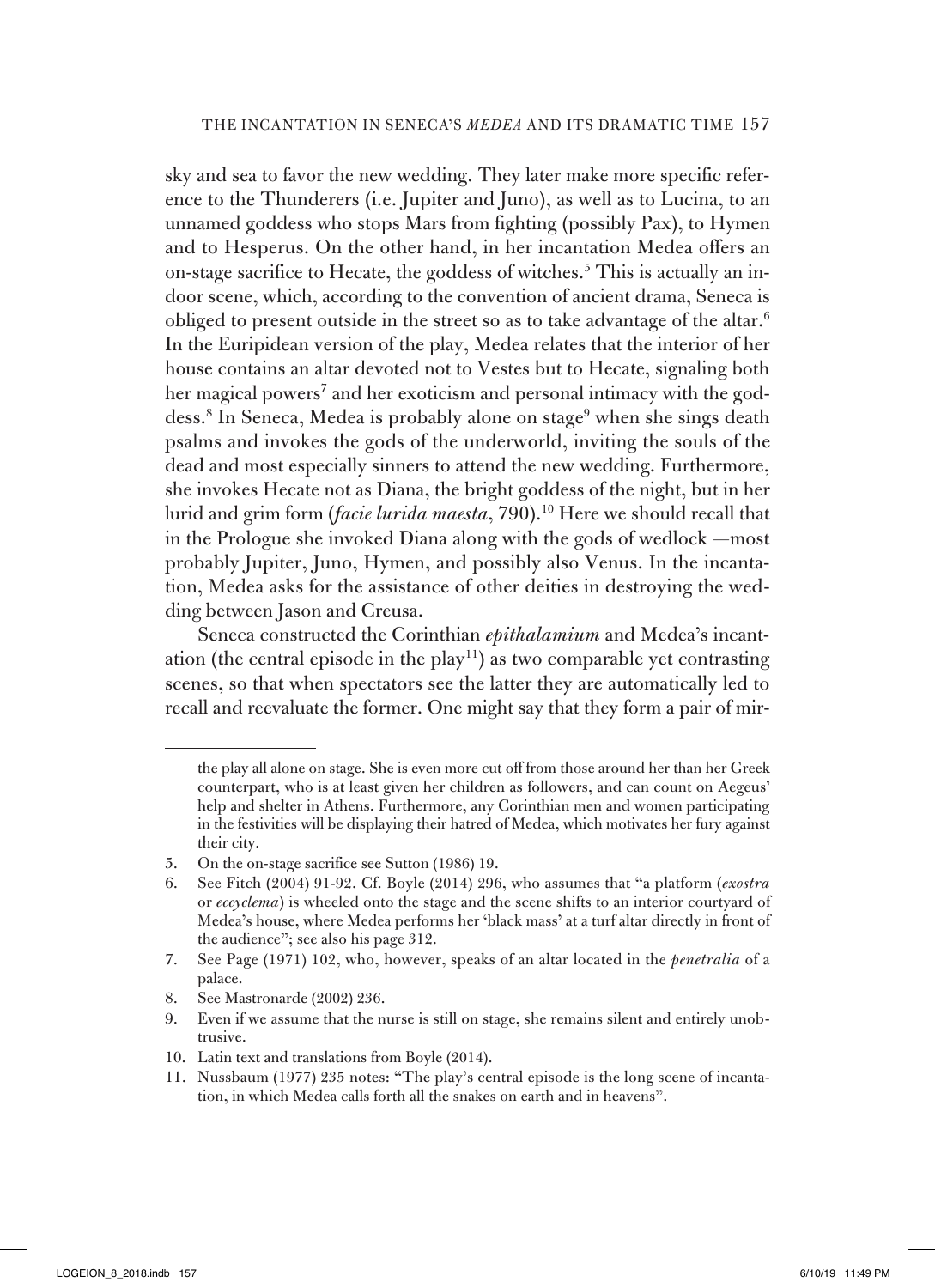sky and sea to favor the new wedding. They later make more specific reference to the Thunderers (i.e. Jupiter and Juno), as well as to Lucina, to an unnamed goddess who stops Mars from fighting (possibly Pax), to Hymen and to Hesperus. On the other hand, in her incantation Medea offers an on-stage sacrifice to Hecate, the goddess of witches.[5] This is actually an indoor scene, which, according to the convention of ancient drama, Seneca is obliged to present outside in the street so as to take advantage of the altar.[6] In the Euripidean version of the play, Medea relates that the interior of her house contains an altar devoted not to Vestes but to Hecate, signaling both her magical powers[7] and her exoticism and personal intimacy with the goddess.[8] In Seneca, Medea is probably alone on stage[9] when she sings death psalms and invokes the gods of the underworld, inviting the souls of the dead and most especially sinners to attend the new wedding. Furthermore, she invokes Hecate not as Diana, the bright goddess of the night, but in her lurid and grim form (*facie lurida maesta*, 790).[10] Here we should recall that in the Prologue she invoked Diana along with the gods of wedlock —most probably Jupiter, Juno, Hymen, and possibly also Venus. In the incantation, Medea asks for the assistance of other deities in destroying the wedding between Jason and Creusa.

Seneca constructed the Corinthian *epithalamium* and Medea's incantation (the central episode in the play[11]) as two comparable yet contrasting scenes, so that when spectators see the latter they are automatically led to recall and reevaluate the former. One might say that they form a pair of mir-

---

the play all alone on stage. She is even more cut off from those around her than her Greek counterpart, who is at least given her children as followers, and can count on Aegeus' help and shelter in Athens. Furthermore, any Corinthian men and women participating in the festivities will be displaying their hatred of Medea, which motivates her fury against their city.

5. On the on-stage sacrifice see Sutton (1986) 19.
6. See Fitch (2004) 91-92. Cf. Boyle (2014) 296, who assumes that "a platform (*exostra* or *eccyclema*) is wheeled onto the stage and the scene shifts to an interior courtyard of Medea's house, where Medea performs her 'black mass' at a turf altar directly in front of the audience"; see also his page 312.
7. See Page (1971) 102, who, however, speaks of an altar located in the *penetralia* of a palace.
8. See Mastronarde (2002) 236.
9. Even if we assume that the nurse is still on stage, she remains silent and entirely unobtrusive.
10. Latin text and translations from Boyle (2014).
11. Nussbaum (1977) 235 notes: "The play's central episode is the long scene of incantation, in which Medea calls forth all the snakes on earth and in heavens".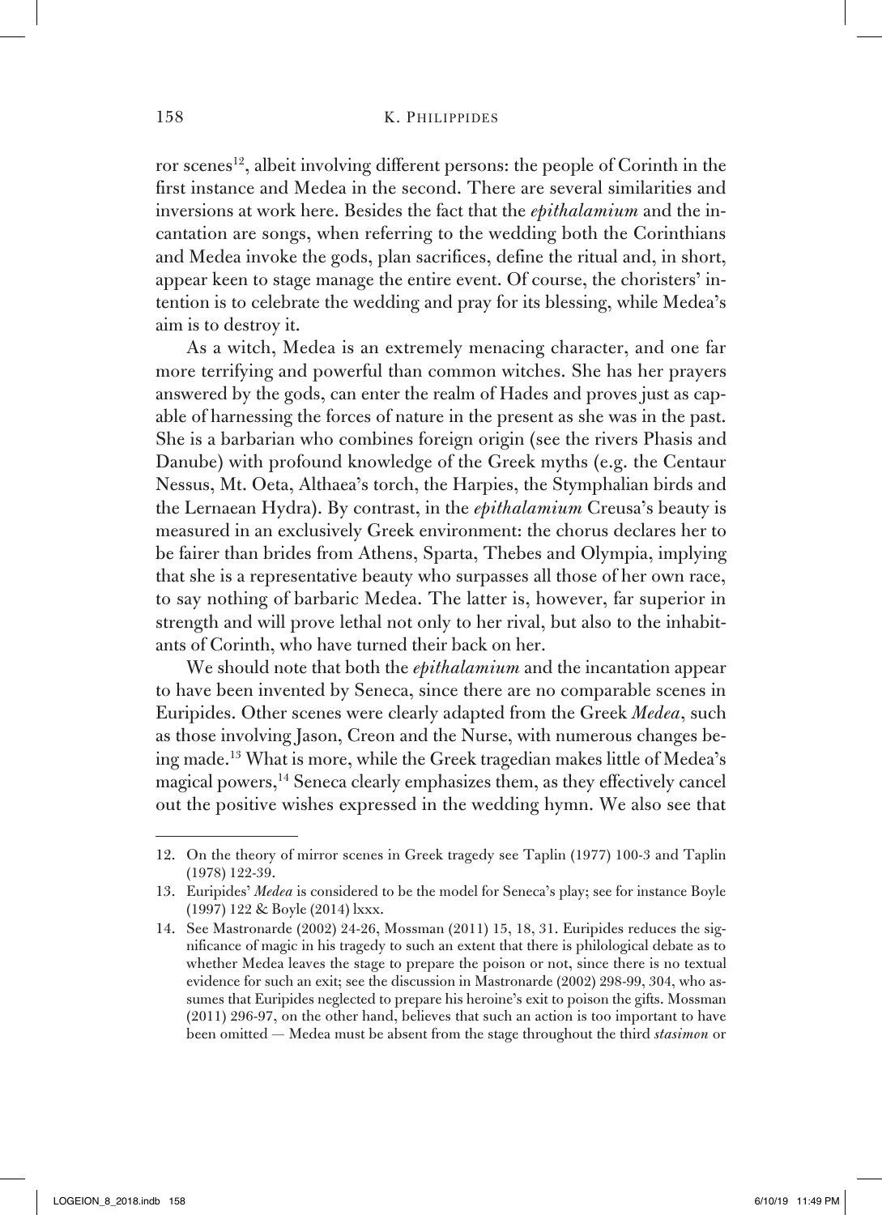ror scenes[12], albeit involving different persons: the people of Corinth in the first instance and Medea in the second. There are several similarities and inversions at work here. Besides the fact that the *epithalamium* and the incantation are songs, when referring to the wedding both the Corinthians and Medea invoke the gods, plan sacrifices, define the ritual and, in short, appear keen to stage manage the entire event. Of course, the choristers' intention is to celebrate the wedding and pray for its blessing, while Medea's aim is to destroy it.

As a witch, Medea is an extremely menacing character, and one far more terrifying and powerful than common witches. She has her prayers answered by the gods, can enter the realm of Hades and proves just as capable of harnessing the forces of nature in the present as she was in the past. She is a barbarian who combines foreign origin (see the rivers Phasis and Danube) with profound knowledge of the Greek myths (e.g. the Centaur Nessus, Mt. Oeta, Althaea's torch, the Harpies, the Stymphalian birds and the Lernaean Hydra). By contrast, in the *epithalamium* Creusa's beauty is measured in an exclusively Greek environment: the chorus declares her to be fairer than brides from Athens, Sparta, Thebes and Olympia, implying that she is a representative beauty who surpasses all those of her own race, to say nothing of barbaric Medea. The latter is, however, far superior in strength and will prove lethal not only to her rival, but also to the inhabitants of Corinth, who have turned their back on her.

We should note that both the *epithalamium* and the incantation appear to have been invented by Seneca, since there are no comparable scenes in Euripides. Other scenes were clearly adapted from the Greek *Medea*, such as those involving Jason, Creon and the Nurse, with numerous changes being made.[13] What is more, while the Greek tragedian makes little of Medea's magical powers,[14] Seneca clearly emphasizes them, as they effectively cancel out the positive wishes expressed in the wedding hymn. We also see that

---

12. On the theory of mirror scenes in Greek tragedy see Taplin (1977) 100-3 and Taplin (1978) 122-39.

13. Euripides' *Medea* is considered to be the model for Seneca's play; see for instance Boyle (1997) 122 & Boyle (2014) lxxx.

14. See Mastronarde (2002) 24-26, Mossman (2011) 15, 18, 31. Euripides reduces the significance of magic in his tragedy to such an extent that there is philological debate as to whether Medea leaves the stage to prepare the poison or not, since there is no textual evidence for such an exit; see the discussion in Mastronarde (2002) 298-99, 304, who assumes that Euripides neglected to prepare his heroine's exit to poison the gifts. Mossman (2011) 296-97, on the other hand, believes that such an action is too important to have been omitted — Medea must be absent from the stage throughout the third *stasimon* or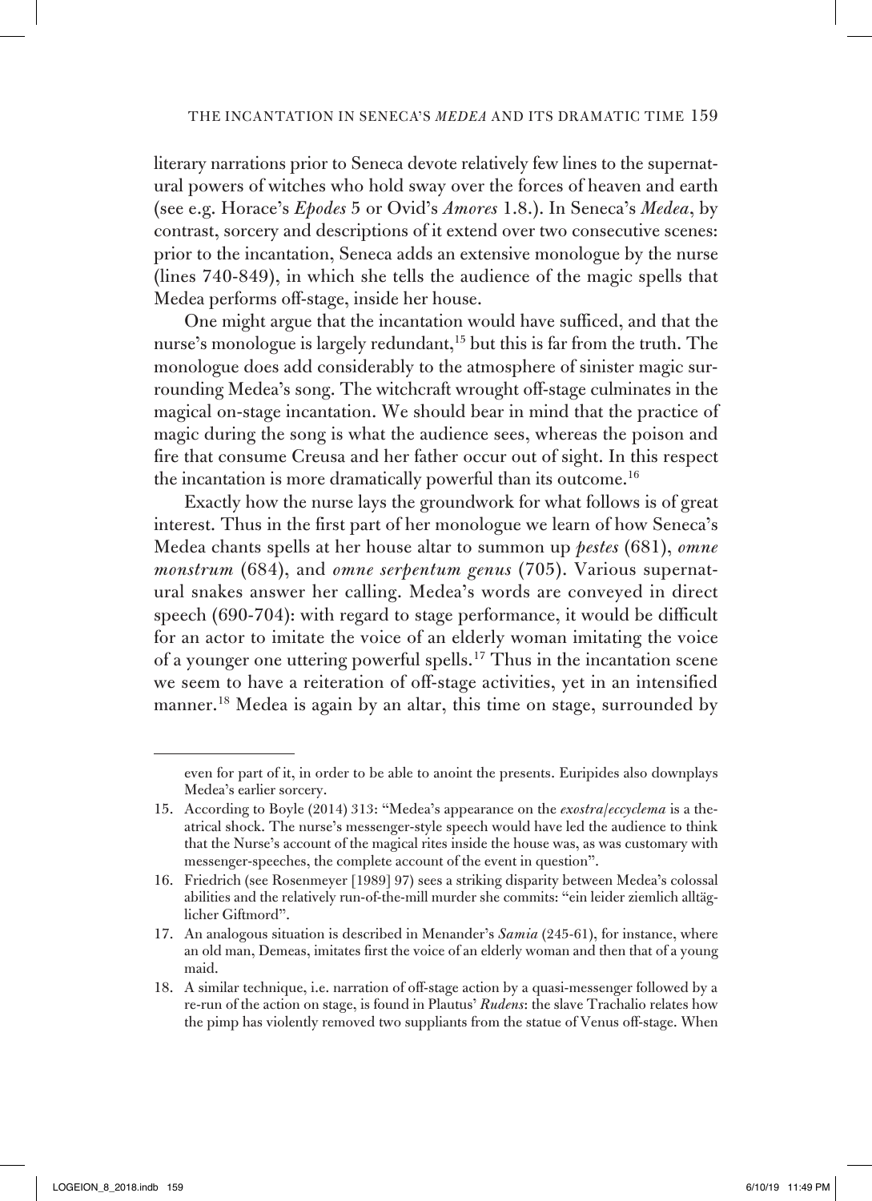literary narrations prior to Seneca devote relatively few lines to the supernatural powers of witches who hold sway over the forces of heaven and earth (see e.g. Horace's *Epodes* 5 or Ovid's *Amores* 1.8.). In Seneca's *Medea*, by contrast, sorcery and descriptions of it extend over two consecutive scenes: prior to the incantation, Seneca adds an extensive monologue by the nurse (lines 740-849), in which she tells the audience of the magic spells that Medea performs off-stage, inside her house.

One might argue that the incantation would have sufficed, and that the nurse's monologue is largely redundant,[15] but this is far from the truth. The monologue does add considerably to the atmosphere of sinister magic surrounding Medea's song. The witchcraft wrought off-stage culminates in the magical on-stage incantation. We should bear in mind that the practice of magic during the song is what the audience sees, whereas the poison and fire that consume Creusa and her father occur out of sight. In this respect the incantation is more dramatically powerful than its outcome.[16]

Exactly how the nurse lays the groundwork for what follows is of great interest. Thus in the first part of her monologue we learn of how Seneca's Medea chants spells at her house altar to summon up *pestes* (681), *omne monstrum* (684), and *omne serpentum genus* (705). Various supernatural snakes answer her calling. Medea's words are conveyed in direct speech (690-704): with regard to stage performance, it would be difficult for an actor to imitate the voice of an elderly woman imitating the voice of a younger one uttering powerful spells.[17] Thus in the incantation scene we seem to have a reiteration of off-stage activities, yet in an intensified manner.[18] Medea is again by an altar, this time on stage, surrounded by

---

even for part of it, in order to be able to anoint the presents. Euripides also downplays Medea's earlier sorcery.

15. According to Boyle (2014) 313: "Medea's appearance on the *exostra*/*eccyclema* is a theatrical shock. The nurse's messenger-style speech would have led the audience to think that the Nurse's account of the magical rites inside the house was, as was customary with messenger-speeches, the complete account of the event in question".

16. Friedrich (see Rosenmeyer [1989] 97) sees a striking disparity between Medea's colossal abilities and the relatively run-of-the-mill murder she commits: "ein leider ziemlich alltäglicher Giftmord".

17. An analogous situation is described in Menander's *Samia* (245-61), for instance, where an old man, Demeas, imitates first the voice of an elderly woman and then that of a young maid.

18. A similar technique, i.e. narration of off-stage action by a quasi-messenger followed by a re-run of the action on stage, is found in Plautus' *Rudens*: the slave Trachalio relates how the pimp has violently removed two suppliants from the statue of Venus off-stage. When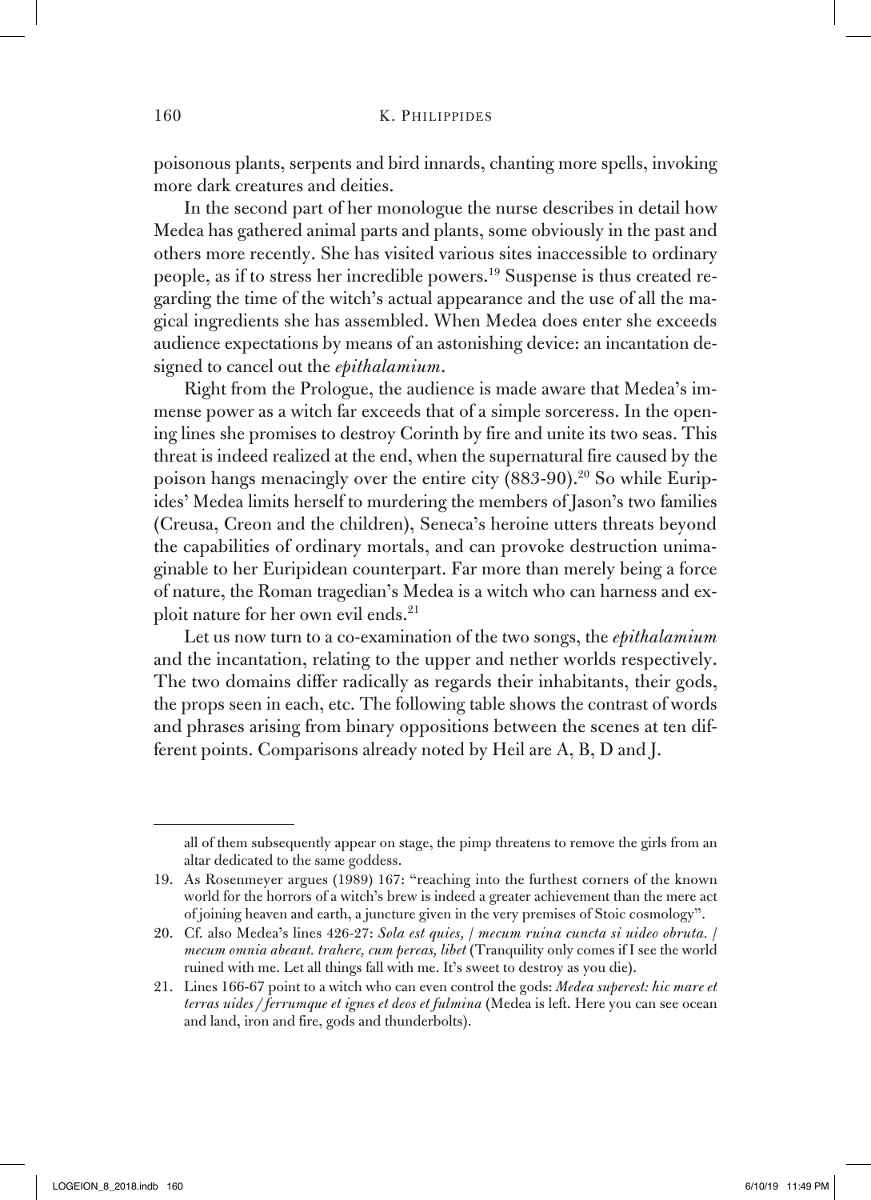poisonous plants, serpents and bird innards, chanting more spells, invoking more dark creatures and deities.

In the second part of her monologue the nurse describes in detail how Medea has gathered animal parts and plants, some obviously in the past and others more recently. She has visited various sites inaccessible to ordinary people, as if to stress her incredible powers.[19] Suspense is thus created regarding the time of the witch's actual appearance and the use of all the magical ingredients she has assembled. When Medea does enter she exceeds audience expectations by means of an astonishing device: an incantation designed to cancel out the *epithalamium*.

Right from the Prologue, the audience is made aware that Medea's immense power as a witch far exceeds that of a simple sorceress. In the opening lines she promises to destroy Corinth by fire and unite its two seas. This threat is indeed realized at the end, when the supernatural fire caused by the poison hangs menacingly over the entire city (883-90).[20] So while Euripides' Medea limits herself to murdering the members of Jason's two families (Creusa, Creon and the children), Seneca's heroine utters threats beyond the capabilities of ordinary mortals, and can provoke destruction unimaginable to her Euripidean counterpart. Far more than merely being a force of nature, the Roman tragedian's Medea is a witch who can harness and exploit nature for her own evil ends.[21]

Let us now turn to a co-examination of the two songs, the *epithalamium* and the incantation, relating to the upper and nether worlds respectively. The two domains differ radically as regards their inhabitants, their gods, the props seen in each, etc. The following table shows the contrast of words and phrases arising from binary oppositions between the scenes at ten different points. Comparisons already noted by Heil are A, B, D and J.

---

all of them subsequently appear on stage, the pimp threatens to remove the girls from an altar dedicated to the same goddess.

19. As Rosenmeyer argues (1989) 167: "reaching into the furthest corners of the known world for the horrors of a witch's brew is indeed a greater achievement than the mere act of joining heaven and earth, a juncture given in the very premises of Stoic cosmology".

20. Cf. also Medea's lines 426-27: *Sola est quies, / mecum ruina cuncta si uideo obruta. / mecum omnia abeant. trahere, cum pereas, libet* (Tranquility only comes if I see the world ruined with me. Let all things fall with me. It's sweet to destroy as you die).

21. Lines 166-67 point to a witch who can even control the gods: *Medea superest: hic mare et terras uides / ferrumque et ignes et deos et fulmina* (Medea is left. Here you can see ocean and land, iron and fire, gods and thunderbolts).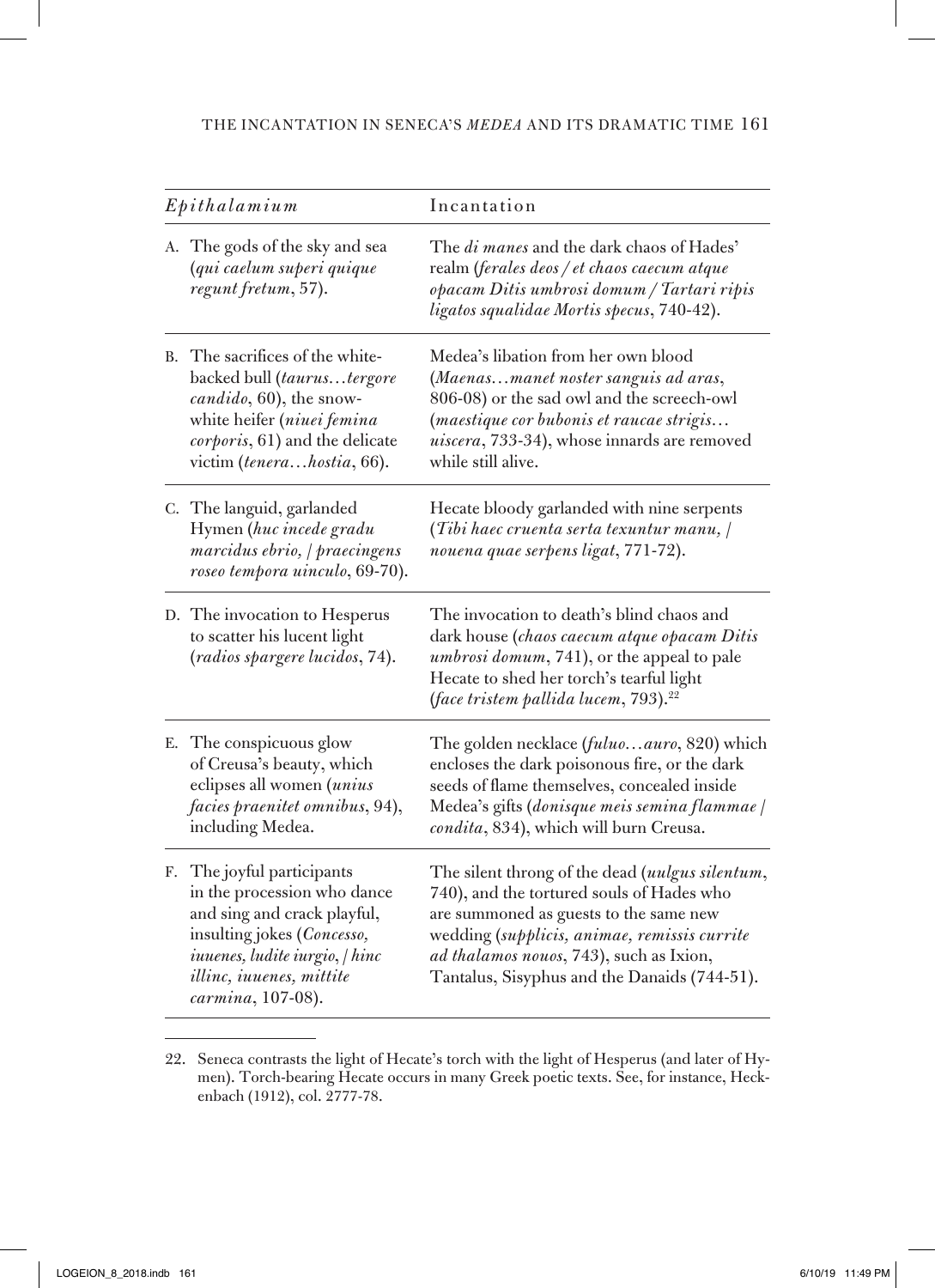| *Epithalamium* | Incantation |
|---|---|
| A. The gods of the sky and sea (*qui caelum superi quique regunt fretum*, 57). | The *di manes* and the dark chaos of Hades' realm (*ferales deos / et chaos caecum atque opacam Ditis umbrosi domum / Tartari ripis ligatos squalidae Mortis specus*, 740-42). |
| B. The sacrifices of the white-backed bull (*taurus…tergore candido*, 60), the snow-white heifer (*niuei femina corporis*, 61) and the delicate victim (*tenera…hostia*, 66). | Medea's libation from her own blood (*Maenas…manet noster sanguis ad aras*, 806-08) or the sad owl and the screech-owl (*maestique cor bubonis et raucae strigis… uiscera*, 733-34), whose innards are removed while still alive. |
| C. The languid, garlanded Hymen (*huc incede gradu marcidus ebrio, / praecingens roseo tempora uinculo*, 69-70). | Hecate bloody garlanded with nine serpents (*Tibi haec cruenta serta texuntur manu, / nouena quae serpens ligat*, 771-72). |
| D. The invocation to Hesperus to scatter his lucent light (*radios spargere lucidos*, 74). | The invocation to death's blind chaos and dark house (*chaos caecum atque opacam Ditis umbrosi domum*, 741), or the appeal to pale Hecate to shed her torch's tearful light (*face tristem pallida lucem*, 793).[22] |
| E. The conspicuous glow of Creusa's beauty, which eclipses all women (*unius facies praenitet omnibus*, 94), including Medea. | The golden necklace (*fuluo…auro*, 820) which encloses the dark poisonous fire, or the dark seeds of flame themselves, concealed inside Medea's gifts (*donisque meis semina flammae / condita*, 834), which will burn Creusa. |
| F. The joyful participants in the procession who dance and sing and crack playful, insulting jokes (*Concesso, iuuenes, ludite iurgio, / hinc illinc, iuuenes, mittite carmina*, 107-08). | The silent throng of the dead (*uulgus silentum*, 740), and the tortured souls of Hades who are summoned as guests to the same new wedding (*supplicis, animae, remissis currite ad thalamos nouos*, 743), such as Ixion, Tantalus, Sisyphus and the Danaids (744-51). |

22. Seneca contrasts the light of Hecate's torch with the light of Hesperus (and later of Hymen). Torch-bearing Hecate occurs in many Greek poetic texts. See, for instance, Heckenbach (1912), col. 2777-78.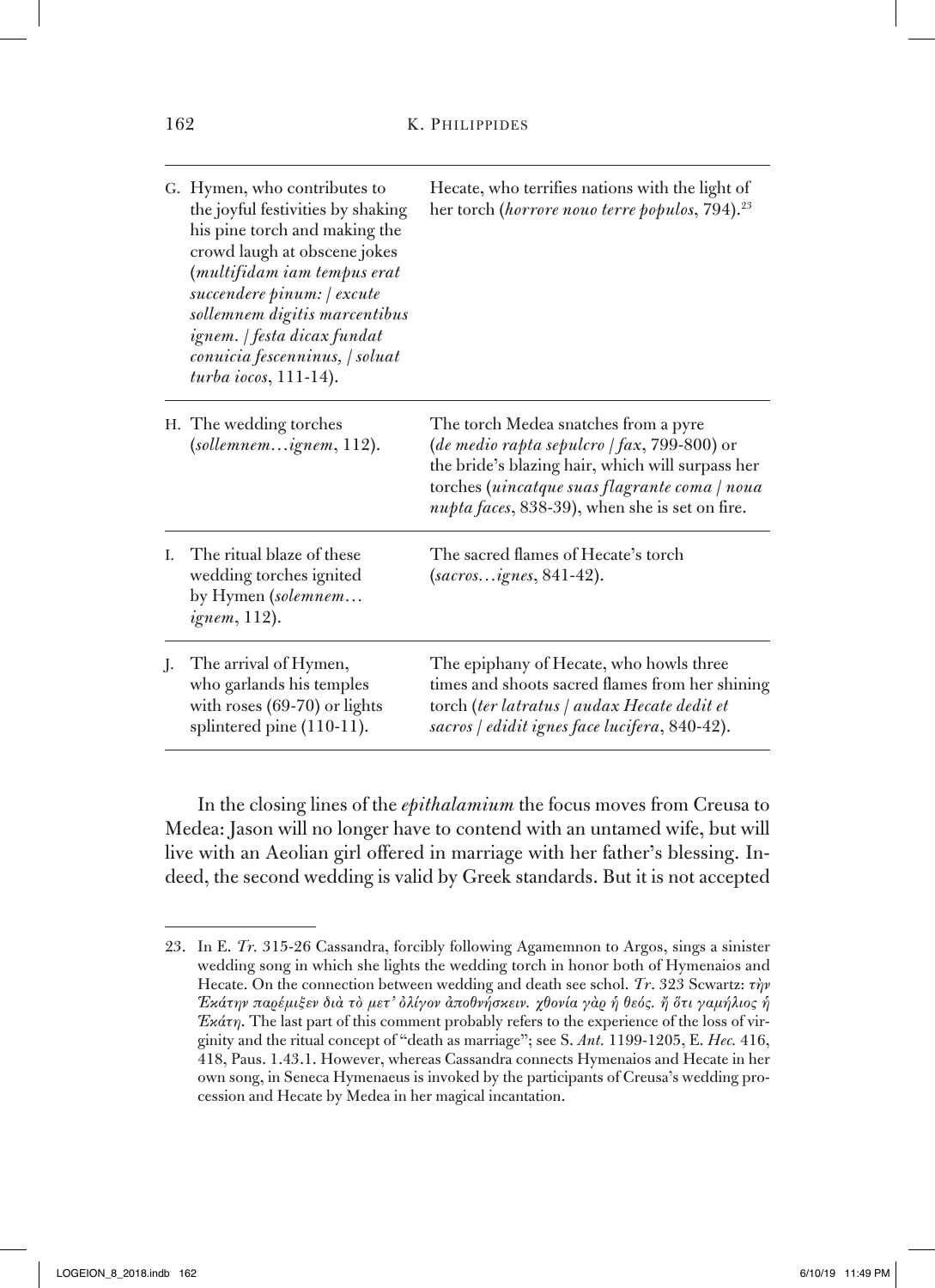| | |
|---|---|
| G. Hymen, who contributes to the joyful festivities by shaking his pine torch and making the crowd laugh at obscene jokes (*multifidam iam tempus erat succendere pinum: / excute sollemnem digitis marcentibus ignem. / festa dicax fundat conuicia fescenninus, / soluat turba iocos*, 111-14). | Hecate, who terrifies nations with the light of her torch (*horrore nouo terre populos*, 794).[23] |
| H. The wedding torches (*sollemnem…ignem*, 112). | The torch Medea snatches from a pyre (*de medio rapta sepulcro / fax*, 799-800) or the bride's blazing hair, which will surpass her torches (*uincatque suas flagrante coma / noua nupta faces*, 838-39), when she is set on fire. |
| I. The ritual blaze of these wedding torches ignited by Hymen (*solemnem… ignem*, 112). | The sacred flames of Hecate's torch (*sacros…ignes*, 841-42). |
| J. The arrival of Hymen, who garlands his temples with roses (69-70) or lights splintered pine (110-11). | The epiphany of Hecate, who howls three times and shoots sacred flames from her shining torch (*ter latratus / audax Hecate dedit et sacros / edidit ignes face lucifera*, 840-42). |

In the closing lines of the *epithalamium* the focus moves from Creusa to Medea: Jason will no longer have to contend with an untamed wife, but will live with an Aeolian girl offered in marriage with her father's blessing. Indeed, the second wedding is valid by Greek standards. But it is not accepted

23. In E. *Tr.* 315-26 Cassandra, forcibly following Agamemnon to Argos, sings a sinister wedding song in which she lights the wedding torch in honor both of Hymenaios and Hecate. On the connection between wedding and death see schol. *Tr.* 323 Scwartz: τὴν Ἑκάτην παρέμιξεν διὰ τὸ μετ᾽ ὀλίγον ἀποθνήσκειν. χθονία γὰρ ἡ θεός. ἢ ὅτι γαμήλιος ἡ Ἑκάτη. The last part of this comment probably refers to the experience of the loss of virginity and the ritual concept of "death as marriage"; see S. *Ant.* 1199-1205, E. *Hec.* 416, 418, Paus. 1.43.1. However, whereas Cassandra connects Hymenaios and Hecate in her own song, in Seneca Hymenaeus is invoked by the participants of Creusa's wedding procession and Hecate by Medea in her magical incantation.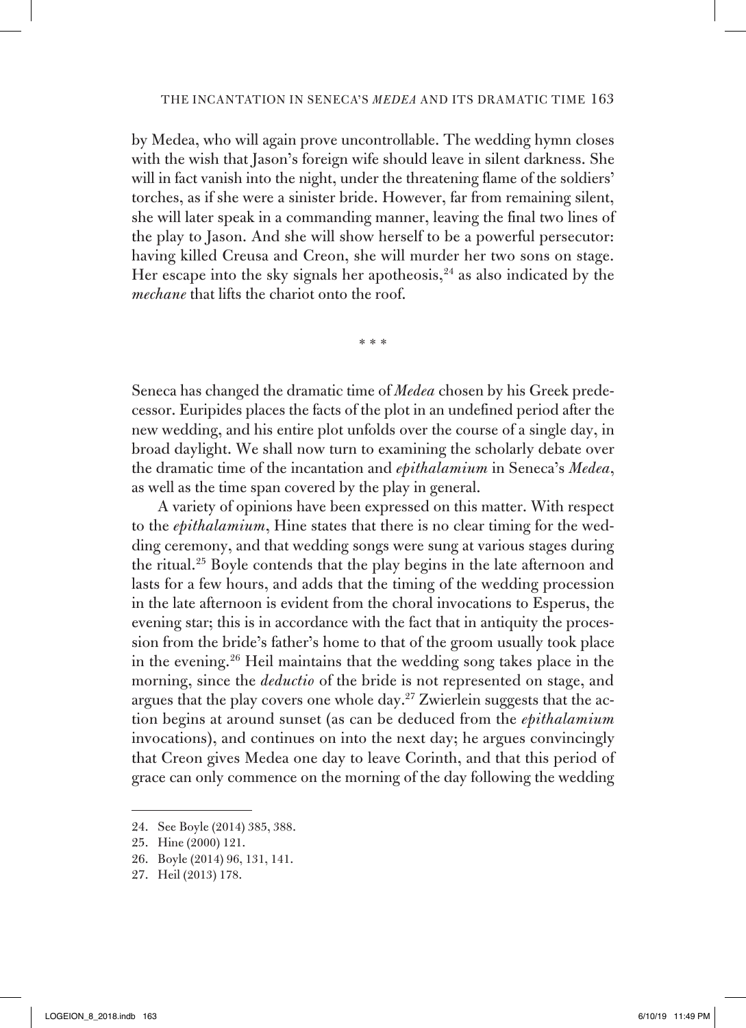by Medea, who will again prove uncontrollable. The wedding hymn closes with the wish that Jason's foreign wife should leave in silent darkness. She will in fact vanish into the night, under the threatening flame of the soldiers' torches, as if she were a sinister bride. However, far from remaining silent, she will later speak in a commanding manner, leaving the final two lines of the play to Jason. And she will show herself to be a powerful persecutor: having killed Creusa and Creon, she will murder her two sons on stage. Her escape into the sky signals her apotheosis,[24] as also indicated by the *mechane* that lifts the chariot onto the roof.

\* \* \*

Seneca has changed the dramatic time of *Medea* chosen by his Greek predecessor. Euripides places the facts of the plot in an undefined period after the new wedding, and his entire plot unfolds over the course of a single day, in broad daylight. We shall now turn to examining the scholarly debate over the dramatic time of the incantation and *epithalamium* in Seneca's *Medea*, as well as the time span covered by the play in general.

A variety of opinions have been expressed on this matter. With respect to the *epithalamium*, Hine states that there is no clear timing for the wedding ceremony, and that wedding songs were sung at various stages during the ritual.[25] Boyle contends that the play begins in the late afternoon and lasts for a few hours, and adds that the timing of the wedding procession in the late afternoon is evident from the choral invocations to Esperus, the evening star; this is in accordance with the fact that in antiquity the procession from the bride's father's home to that of the groom usually took place in the evening.[26] Heil maintains that the wedding song takes place in the morning, since the *deductio* of the bride is not represented on stage, and argues that the play covers one whole day.[27] Zwierlein suggests that the action begins at around sunset (as can be deduced from the *epithalamium* invocations), and continues on into the next day; he argues convincingly that Creon gives Medea one day to leave Corinth, and that this period of grace can only commence on the morning of the day following the wedding

---

24. See Boyle (2014) 385, 388.
25. Hine (2000) 121.
26. Boyle (2014) 96, 131, 141.
27. Heil (2013) 178.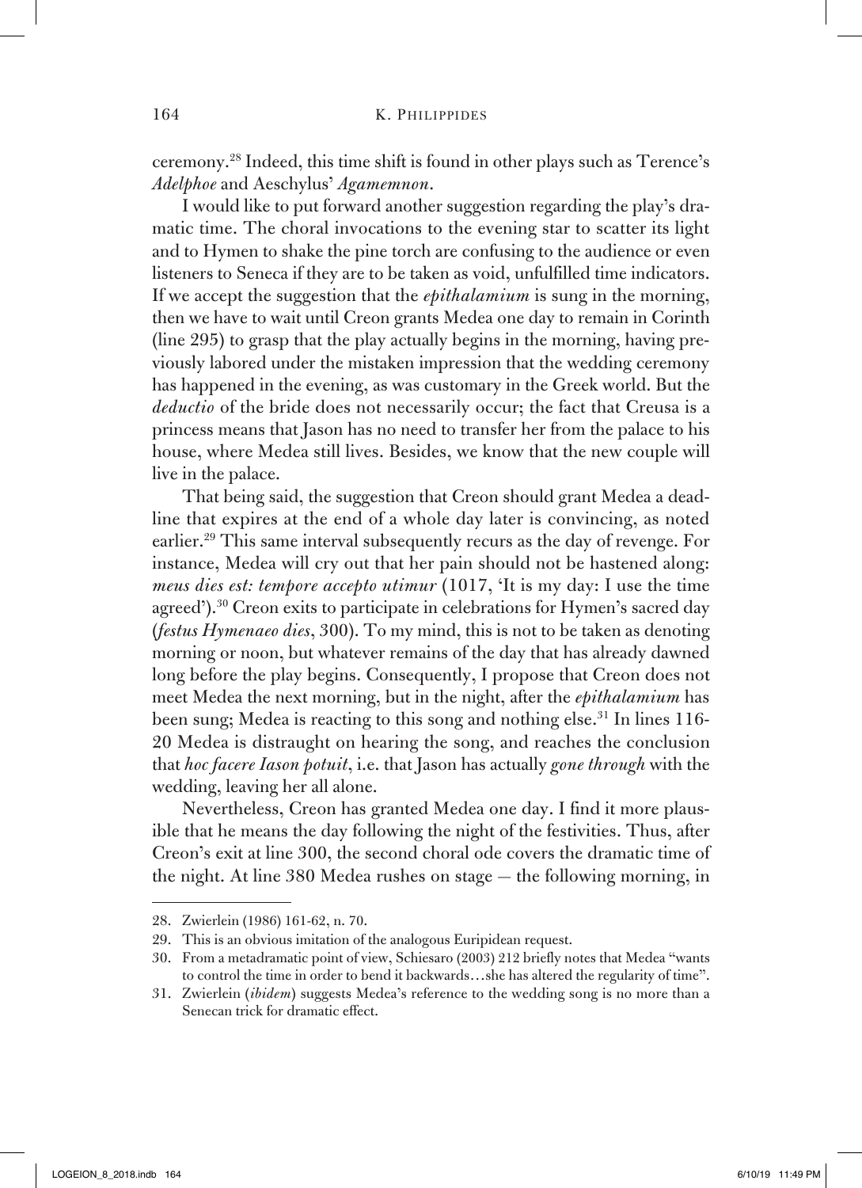ceremony.[28] Indeed, this time shift is found in other plays such as Terence's *Adelphoe* and Aeschylus' *Agamemnon*.

I would like to put forward another suggestion regarding the play's dramatic time. The choral invocations to the evening star to scatter its light and to Hymen to shake the pine torch are confusing to the audience or even listeners to Seneca if they are to be taken as void, unfulfilled time indicators. If we accept the suggestion that the *epithalamium* is sung in the morning, then we have to wait until Creon grants Medea one day to remain in Corinth (line 295) to grasp that the play actually begins in the morning, having previously labored under the mistaken impression that the wedding ceremony has happened in the evening, as was customary in the Greek world. But the *deductio* of the bride does not necessarily occur; the fact that Creusa is a princess means that Jason has no need to transfer her from the palace to his house, where Medea still lives. Besides, we know that the new couple will live in the palace.

That being said, the suggestion that Creon should grant Medea a deadline that expires at the end of a whole day later is convincing, as noted earlier.[29] This same interval subsequently recurs as the day of revenge. For instance, Medea will cry out that her pain should not be hastened along: *meus dies est: tempore accepto utimur* (1017, 'It is my day: I use the time agreed').[30] Creon exits to participate in celebrations for Hymen's sacred day (*festus Hymenaeo dies*, 300). To my mind, this is not to be taken as denoting morning or noon, but whatever remains of the day that has already dawned long before the play begins. Consequently, I propose that Creon does not meet Medea the next morning, but in the night, after the *epithalamium* has been sung; Medea is reacting to this song and nothing else.[31] In lines 116-20 Medea is distraught on hearing the song, and reaches the conclusion that *hoc facere Iason potuit*, i.e. that Jason has actually *gone through* with the wedding, leaving her all alone.

Nevertheless, Creon has granted Medea one day. I find it more plausible that he means the day following the night of the festivities. Thus, after Creon's exit at line 300, the second choral ode covers the dramatic time of the night. At line 380 Medea rushes on stage — the following morning, in

---

28. Zwierlein (1986) 161-62, n. 70.

29. This is an obvious imitation of the analogous Euripidean request.

30. From a metadramatic point of view, Schiesaro (2003) 212 briefly notes that Medea "wants to control the time in order to bend it backwards…she has altered the regularity of time".

31. Zwierlein (*ibidem*) suggests Medea's reference to the wedding song is no more than a Senecan trick for dramatic effect.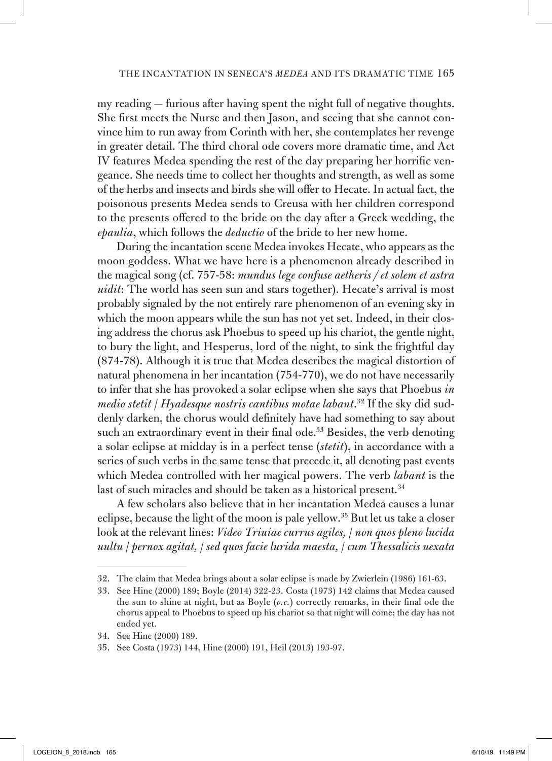my reading — furious after having spent the night full of negative thoughts. She first meets the Nurse and then Jason, and seeing that she cannot convince him to run away from Corinth with her, she contemplates her revenge in greater detail. The third choral ode covers more dramatic time, and Act IV features Medea spending the rest of the day preparing her horrific vengeance. She needs time to collect her thoughts and strength, as well as some of the herbs and insects and birds she will offer to Hecate. In actual fact, the poisonous presents Medea sends to Creusa with her children correspond to the presents offered to the bride on the day after a Greek wedding, the *epaulia*, which follows the *deductio* of the bride to her new home.

During the incantation scene Medea invokes Hecate, who appears as the moon goddess. What we have here is a phenomenon already described in the magical song (cf. 757-58: *mundus lege confuse aetheris / et solem et astra uidit*: The world has seen sun and stars together). Hecate's arrival is most probably signaled by the not entirely rare phenomenon of an evening sky in which the moon appears while the sun has not yet set. Indeed, in their closing address the chorus ask Phoebus to speed up his chariot, the gentle night, to bury the light, and Hesperus, lord of the night, to sink the frightful day (874-78). Although it is true that Medea describes the magical distortion of natural phenomena in her incantation (754-770), we do not have necessarily to infer that she has provoked a solar eclipse when she says that Phoebus *in medio stetit / Hyadesque nostris cantibus motae labant*.[32] If the sky did suddenly darken, the chorus would definitely have had something to say about such an extraordinary event in their final ode.[33] Besides, the verb denoting a solar eclipse at midday is in a perfect tense (*stetit*), in accordance with a series of such verbs in the same tense that precede it, all denoting past events which Medea controlled with her magical powers. The verb *labant* is the last of such miracles and should be taken as a historical present.[34]

A few scholars also believe that in her incantation Medea causes a lunar eclipse, because the light of the moon is pale yellow.[35] But let us take a closer look at the relevant lines: *Video Triuiae currus agiles, / non quos pleno lucida uultu / pernox agitat, / sed quos facie lurida maesta, / cum Thessalicis uexata*

---

32. The claim that Medea brings about a solar eclipse is made by Zwierlein (1986) 161-63.

33. See Hine (2000) 189; Boyle (2014) 322-23. Costa (1973) 142 claims that Medea caused the sun to shine at night, but as Boyle (*o.c.*) correctly remarks, in their final ode the chorus appeal to Phoebus to speed up his chariot so that night will come; the day has not ended yet.

34. See Hine (2000) 189.

35. See Costa (1973) 144, Hine (2000) 191, Heil (2013) 193-97.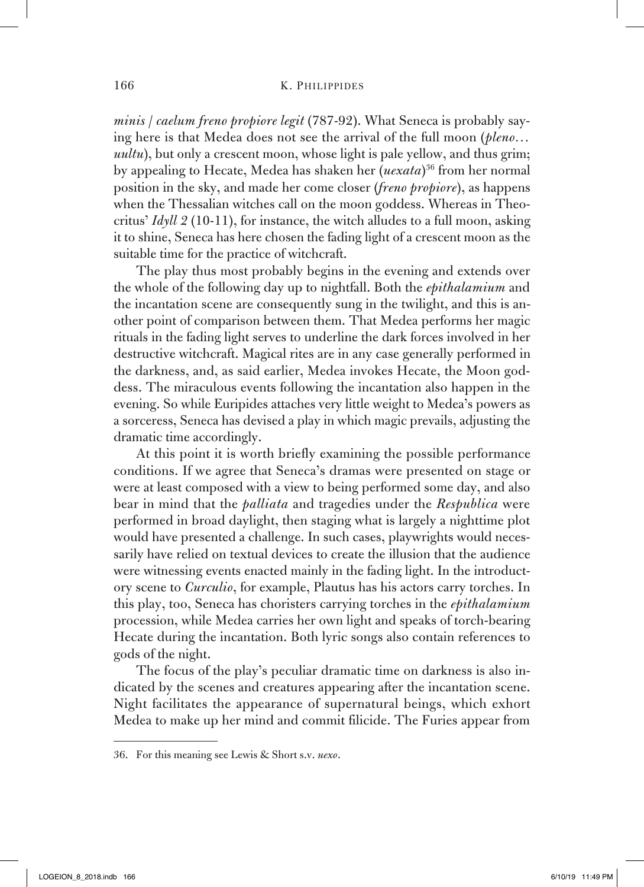*minis / caelum freno propiore legit* (787-92). What Seneca is probably saying here is that Medea does not see the arrival of the full moon (*pleno… uultu*), but only a crescent moon, whose light is pale yellow, and thus grim; by appealing to Hecate, Medea has shaken her (*uexata*)[36] from her normal position in the sky, and made her come closer (*freno propiore*), as happens when the Thessalian witches call on the moon goddess. Whereas in Theocritus' *Idyll 2* (10-11), for instance, the witch alludes to a full moon, asking it to shine, Seneca has here chosen the fading light of a crescent moon as the suitable time for the practice of witchcraft.

The play thus most probably begins in the evening and extends over the whole of the following day up to nightfall. Both the *epithalamium* and the incantation scene are consequently sung in the twilight, and this is another point of comparison between them. That Medea performs her magic rituals in the fading light serves to underline the dark forces involved in her destructive witchcraft. Magical rites are in any case generally performed in the darkness, and, as said earlier, Medea invokes Hecate, the Moon goddess. The miraculous events following the incantation also happen in the evening. So while Euripides attaches very little weight to Medea's powers as a sorceress, Seneca has devised a play in which magic prevails, adjusting the dramatic time accordingly.

At this point it is worth briefly examining the possible performance conditions. If we agree that Seneca's dramas were presented on stage or were at least composed with a view to being performed some day, and also bear in mind that the *palliata* and tragedies under the *Respublica* were performed in broad daylight, then staging what is largely a nighttime plot would have presented a challenge. In such cases, playwrights would necessarily have relied on textual devices to create the illusion that the audience were witnessing events enacted mainly in the fading light. In the introductory scene to *Curculio*, for example, Plautus has his actors carry torches. In this play, too, Seneca has choristers carrying torches in the *epithalamium* procession, while Medea carries her own light and speaks of torch-bearing Hecate during the incantation. Both lyric songs also contain references to gods of the night.

The focus of the play's peculiar dramatic time on darkness is also indicated by the scenes and creatures appearing after the incantation scene. Night facilitates the appearance of supernatural beings, which exhort Medea to make up her mind and commit filicide. The Furies appear from

---

36. For this meaning see Lewis & Short s.v. *uexo*.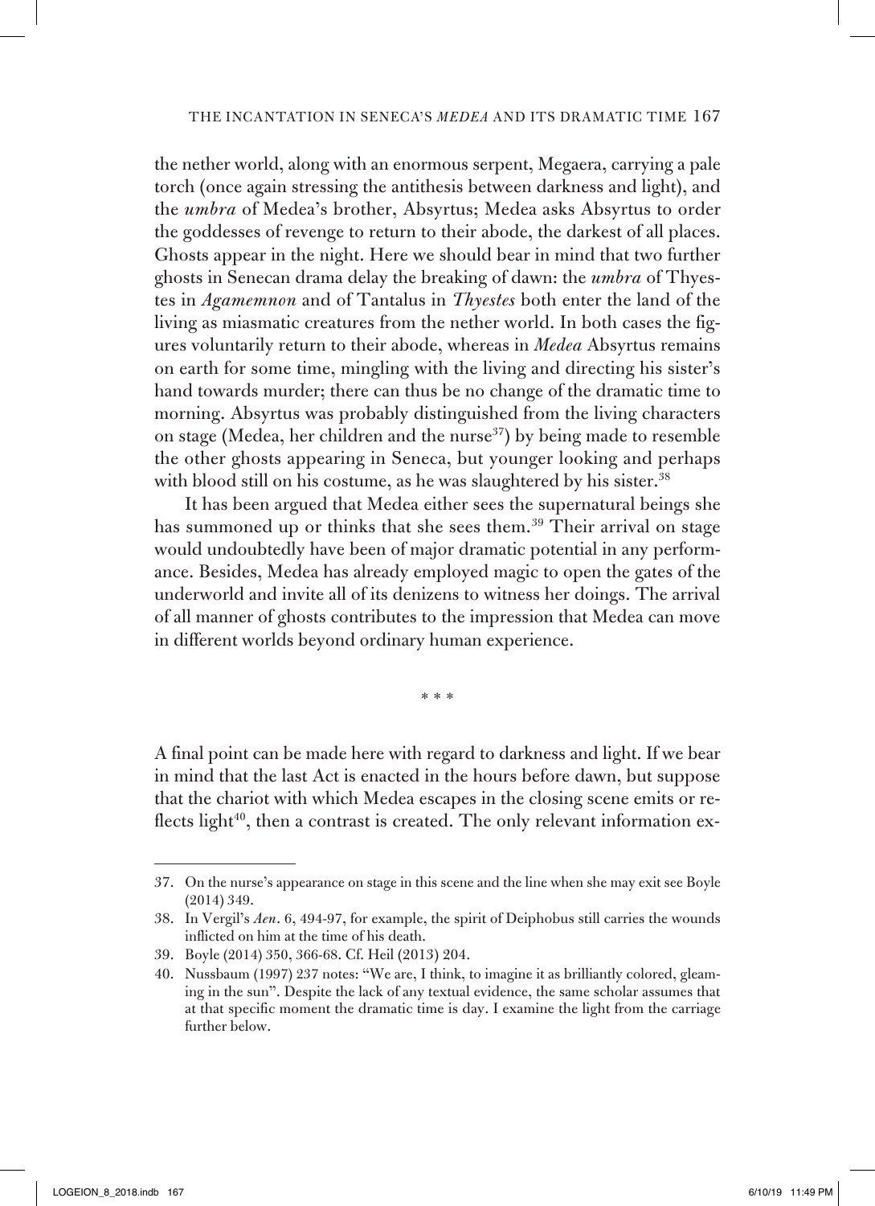the nether world, along with an enormous serpent, Megaera, carrying a pale torch (once again stressing the antithesis between darkness and light), and the *umbra* of Medea's brother, Absyrtus; Medea asks Absyrtus to order the goddesses of revenge to return to their abode, the darkest of all places. Ghosts appear in the night. Here we should bear in mind that two further ghosts in Senecan drama delay the breaking of dawn: the *umbra* of Thyestes in *Agamemnon* and of Tantalus in *Thyestes* both enter the land of the living as miasmatic creatures from the nether world. In both cases the figures voluntarily return to their abode, whereas in *Medea* Absyrtus remains on earth for some time, mingling with the living and directing his sister's hand towards murder; there can thus be no change of the dramatic time to morning. Absyrtus was probably distinguished from the living characters on stage (Medea, her children and the nurse[37]) by being made to resemble the other ghosts appearing in Seneca, but younger looking and perhaps with blood still on his costume, as he was slaughtered by his sister.[38]

It has been argued that Medea either sees the supernatural beings she has summoned up or thinks that she sees them.[39] Their arrival on stage would undoubtedly have been of major dramatic potential in any performance. Besides, Medea has already employed magic to open the gates of the underworld and invite all of its denizens to witness her doings. The arrival of all manner of ghosts contributes to the impression that Medea can move in different worlds beyond ordinary human experience.

\* \* \*

A final point can be made here with regard to darkness and light. If we bear in mind that the last Act is enacted in the hours before dawn, but suppose that the chariot with which Medea escapes in the closing scene emits or reflects light[40], then a contrast is created. The only relevant information ex-

---

37. On the nurse's appearance on stage in this scene and the line when she may exit see Boyle (2014) 349.

38. In Vergil's *Aen*. 6, 494-97, for example, the spirit of Deiphobus still carries the wounds inflicted on him at the time of his death.

39. Boyle (2014) 350, 366-68. Cf. Heil (2013) 204.

40. Nussbaum (1997) 237 notes: "We are, I think, to imagine it as brilliantly colored, gleaming in the sun". Despite the lack of any textual evidence, the same scholar assumes that at that specific moment the dramatic time is day. I examine the light from the carriage further below.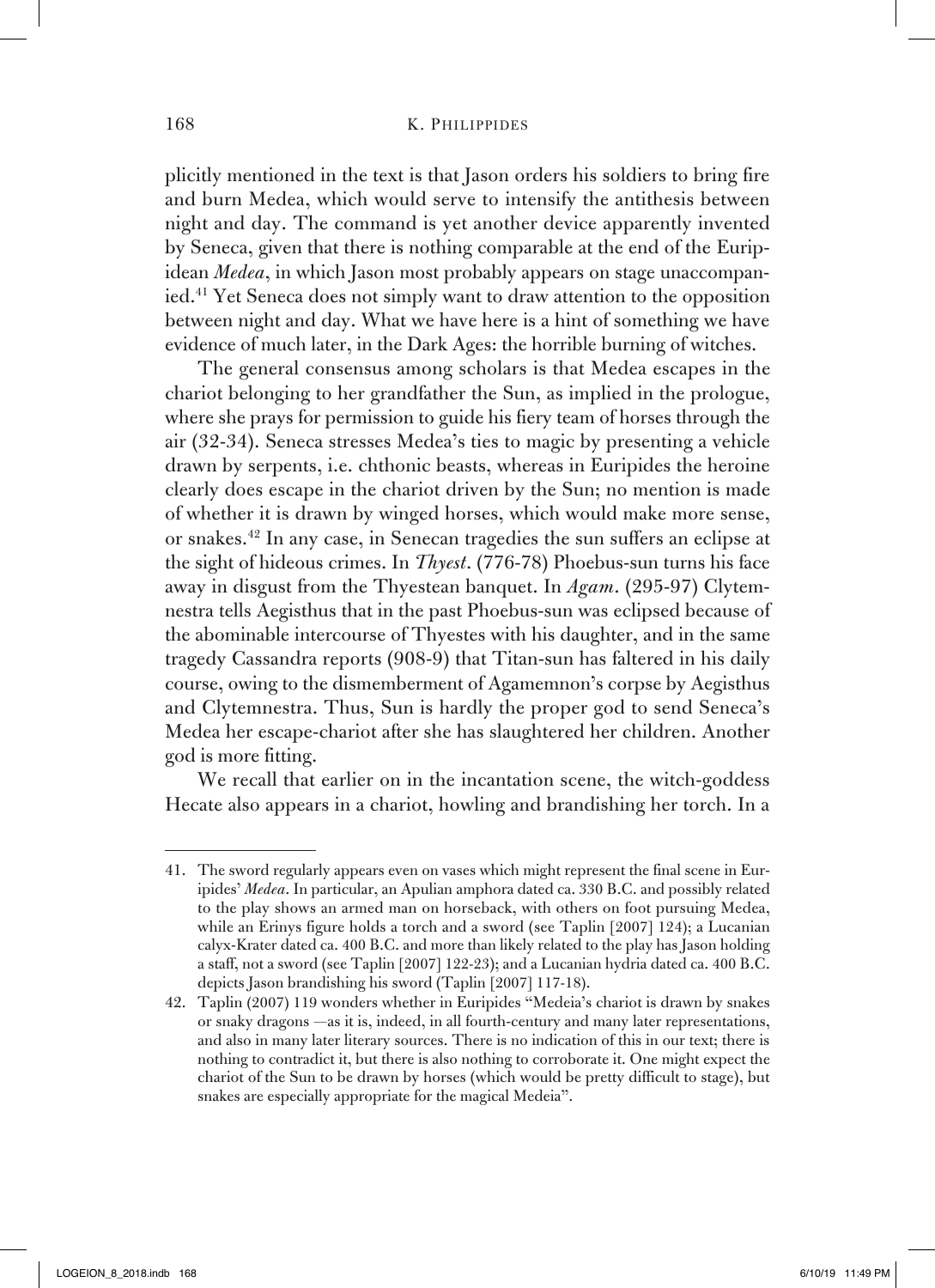plicitly mentioned in the text is that Jason orders his soldiers to bring fire and burn Medea, which would serve to intensify the antithesis between night and day. The command is yet another device apparently invented by Seneca, given that there is nothing comparable at the end of the Euripidean *Medea*, in which Jason most probably appears on stage unaccompanied.[41] Yet Seneca does not simply want to draw attention to the opposition between night and day. What we have here is a hint of something we have evidence of much later, in the Dark Ages: the horrible burning of witches.

The general consensus among scholars is that Medea escapes in the chariot belonging to her grandfather the Sun, as implied in the prologue, where she prays for permission to guide his fiery team of horses through the air (32-34). Seneca stresses Medea's ties to magic by presenting a vehicle drawn by serpents, i.e. chthonic beasts, whereas in Euripides the heroine clearly does escape in the chariot driven by the Sun; no mention is made of whether it is drawn by winged horses, which would make more sense, or snakes.[42] In any case, in Senecan tragedies the sun suffers an eclipse at the sight of hideous crimes. In *Thyest*. (776-78) Phoebus-sun turns his face away in disgust from the Thyestean banquet. In *Agam*. (295-97) Clytemnestra tells Aegisthus that in the past Phoebus-sun was eclipsed because of the abominable intercourse of Thyestes with his daughter, and in the same tragedy Cassandra reports (908-9) that Titan-sun has faltered in his daily course, owing to the dismemberment of Agamemnon's corpse by Aegisthus and Clytemnestra. Thus, Sun is hardly the proper god to send Seneca's Medea her escape-chariot after she has slaughtered her children. Another god is more fitting.

We recall that earlier on in the incantation scene, the witch-goddess Hecate also appears in a chariot, howling and brandishing her torch. In a

---

41. The sword regularly appears even on vases which might represent the final scene in Euripides' *Medea*. In particular, an Apulian amphora dated ca. 330 B.C. and possibly related to the play shows an armed man on horseback, with others on foot pursuing Medea, while an Erinys figure holds a torch and a sword (see Taplin [2007] 124); a Lucanian calyx-Krater dated ca. 400 B.C. and more than likely related to the play has Jason holding a staff, not a sword (see Taplin [2007] 122-23); and a Lucanian hydria dated ca. 400 B.C. depicts Jason brandishing his sword (Taplin [2007] 117-18).

42. Taplin (2007) 119 wonders whether in Euripides "Medeia's chariot is drawn by snakes or snaky dragons —as it is, indeed, in all fourth-century and many later representations, and also in many later literary sources. There is no indication of this in our text; there is nothing to contradict it, but there is also nothing to corroborate it. One might expect the chariot of the Sun to be drawn by horses (which would be pretty difficult to stage), but snakes are especially appropriate for the magical Medeia".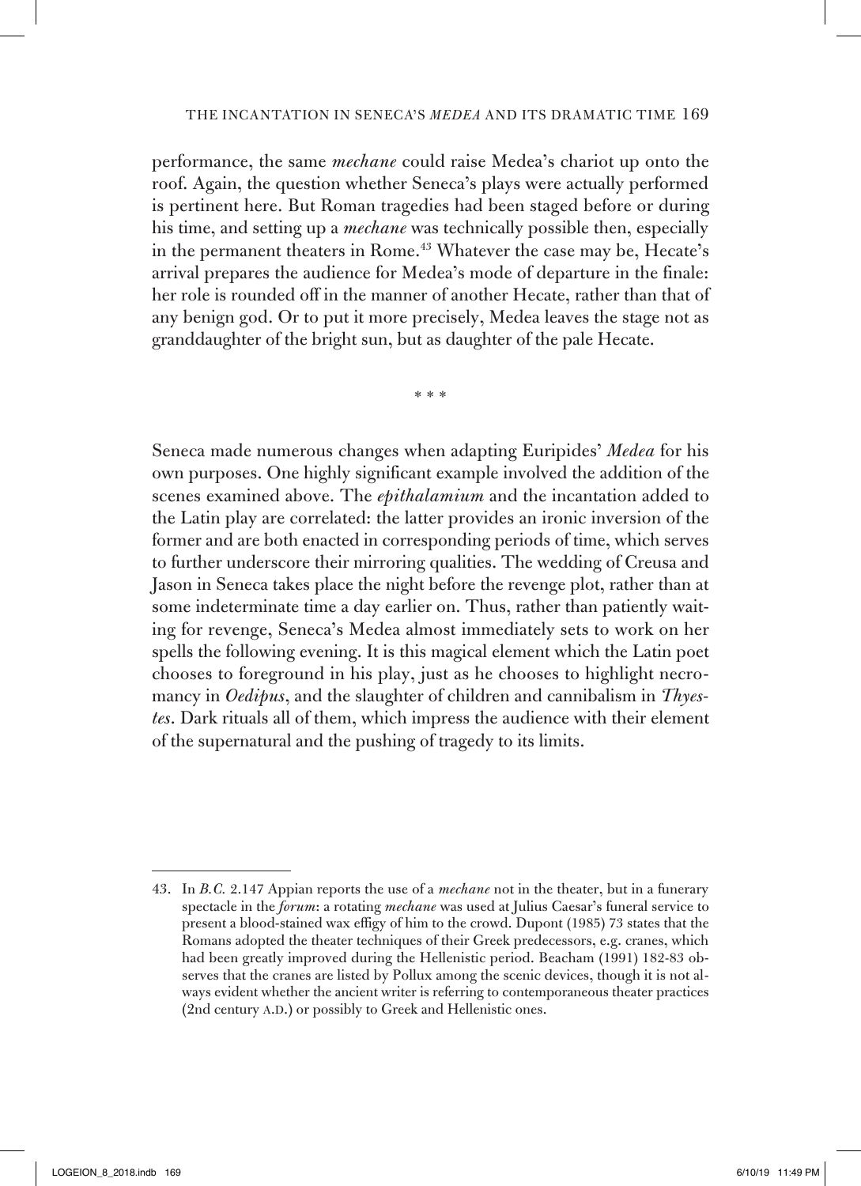performance, the same *mechane* could raise Medea's chariot up onto the roof. Again, the question whether Seneca's plays were actually performed is pertinent here. But Roman tragedies had been staged before or during his time, and setting up a *mechane* was technically possible then, especially in the permanent theaters in Rome.[43] Whatever the case may be, Hecate's arrival prepares the audience for Medea's mode of departure in the finale: her role is rounded off in the manner of another Hecate, rather than that of any benign god. Or to put it more precisely, Medea leaves the stage not as granddaughter of the bright sun, but as daughter of the pale Hecate.

\* \* \*

Seneca made numerous changes when adapting Euripides' *Medea* for his own purposes. One highly significant example involved the addition of the scenes examined above. The *epithalamium* and the incantation added to the Latin play are correlated: the latter provides an ironic inversion of the former and are both enacted in corresponding periods of time, which serves to further underscore their mirroring qualities. The wedding of Creusa and Jason in Seneca takes place the night before the revenge plot, rather than at some indeterminate time a day earlier on. Thus, rather than patiently waiting for revenge, Seneca's Medea almost immediately sets to work on her spells the following evening. It is this magical element which the Latin poet chooses to foreground in his play, just as he chooses to highlight necromancy in *Oedipus*, and the slaughter of children and cannibalism in *Thyestes*. Dark rituals all of them, which impress the audience with their element of the supernatural and the pushing of tragedy to its limits.

---

43. In *B.C.* 2.147 Appian reports the use of a *mechane* not in the theater, but in a funerary spectacle in the *forum*: a rotating *mechane* was used at Julius Caesar's funeral service to present a blood-stained wax effigy of him to the crowd. Dupont (1985) 73 states that the Romans adopted the theater techniques of their Greek predecessors, e.g. cranes, which had been greatly improved during the Hellenistic period. Beacham (1991) 182-83 observes that the cranes are listed by Pollux among the scenic devices, though it is not always evident whether the ancient writer is referring to contemporaneous theater practices (2nd century A.D.) or possibly to Greek and Hellenistic ones.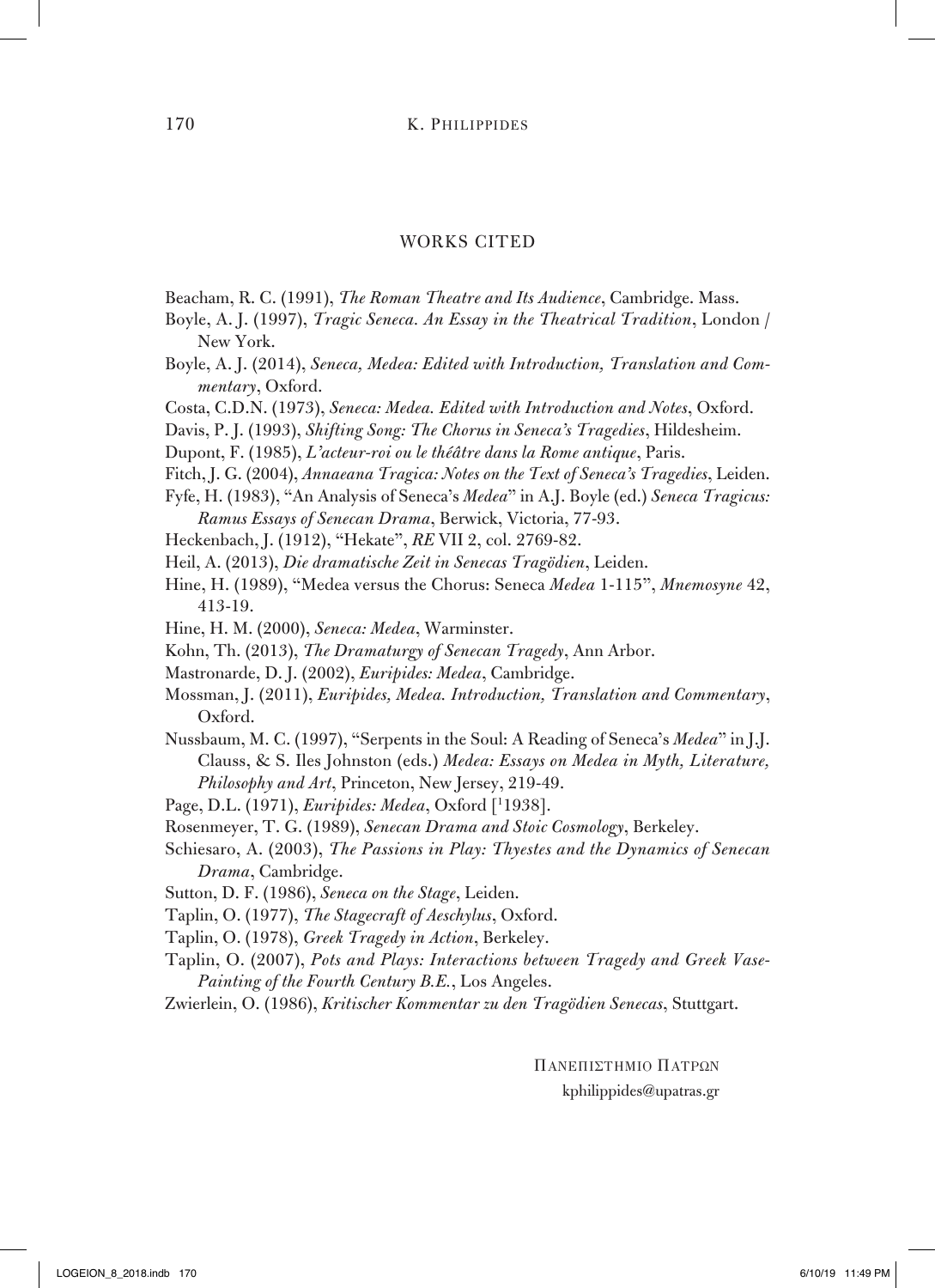## WORKS CITED

Beacham, R. C. (1991), *The Roman Theatre and Its Audience*, Cambridge. Mass.

Boyle, A. J. (1997), *Tragic Seneca. An Essay in the Theatrical Tradition*, London / New York.

Boyle, A. J. (2014), *Seneca, Medea: Edited with Introduction, Translation and Commentary*, Oxford.

Costa, C.D.N. (1973), *Seneca: Medea. Edited with Introduction and Notes*, Oxford.

Davis, P. J. (1993), *Shifting Song: The Chorus in Seneca's Tragedies*, Hildesheim.

Dupont, F. (1985), *L'acteur-roi ou le théâtre dans la Rome antique*, Paris.

Fitch, J. G. (2004), *Annaeana Tragica: Notes on the Text of Seneca's Tragedies*, Leiden.

Fyfe, H. (1983), "An Analysis of Seneca's *Medea*" in A.J. Boyle (ed.) *Seneca Tragicus: Ramus Essays of Senecan Drama*, Berwick, Victoria, 77-93.

Heckenbach, J. (1912), "Hekate", *RE* VII 2, col. 2769-82.

Heil, A. (2013), *Die dramatische Zeit in Senecas Tragödien*, Leiden.

Hine, H. (1989), "Medea versus the Chorus: Seneca *Medea* 1-115", *Mnemosyne* 42, 413-19.

Hine, H. M. (2000), *Seneca: Medea*, Warminster.

Kohn, Th. (2013), *The Dramaturgy of Senecan Tragedy*, Ann Arbor.

Mastronarde, D. J. (2002), *Euripides: Medea*, Cambridge.

Mossman, J. (2011), *Euripides, Medea. Introduction, Translation and Commentary*, Oxford.

Nussbaum, M. C. (1997), "Serpents in the Soul: A Reading of Seneca's *Medea*" in J.J. Clauss, & S. Iles Johnston (eds.) *Medea: Essays on Medea in Myth, Literature, Philosophy and Art*, Princeton, New Jersey, 219-49.

Page, D.L. (1971), *Euripides: Medea*, Oxford [[1]1938].

Rosenmeyer, T. G. (1989), *Senecan Drama and Stoic Cosmology*, Berkeley.

Schiesaro, A. (2003), *The Passions in Play: Thyestes and the Dynamics of Senecan Drama*, Cambridge.

Sutton, D. F. (1986), *Seneca on the Stage*, Leiden.

Taplin, O. (1977), *The Stagecraft of Aeschylus*, Oxford.

Taplin, O. (1978), *Greek Tragedy in Action*, Berkeley.

Taplin, O. (2007), *Pots and Plays: Interactions between Tragedy and Greek Vase-Painting of the Fourth Century B.E.*, Los Angeles.

Zwierlein, O. (1986), *Kritischer Kommentar zu den Tragödien Senecas*, Stuttgart.

Πανεπιστημιο Πατρων

kphilippides@upatras.gr